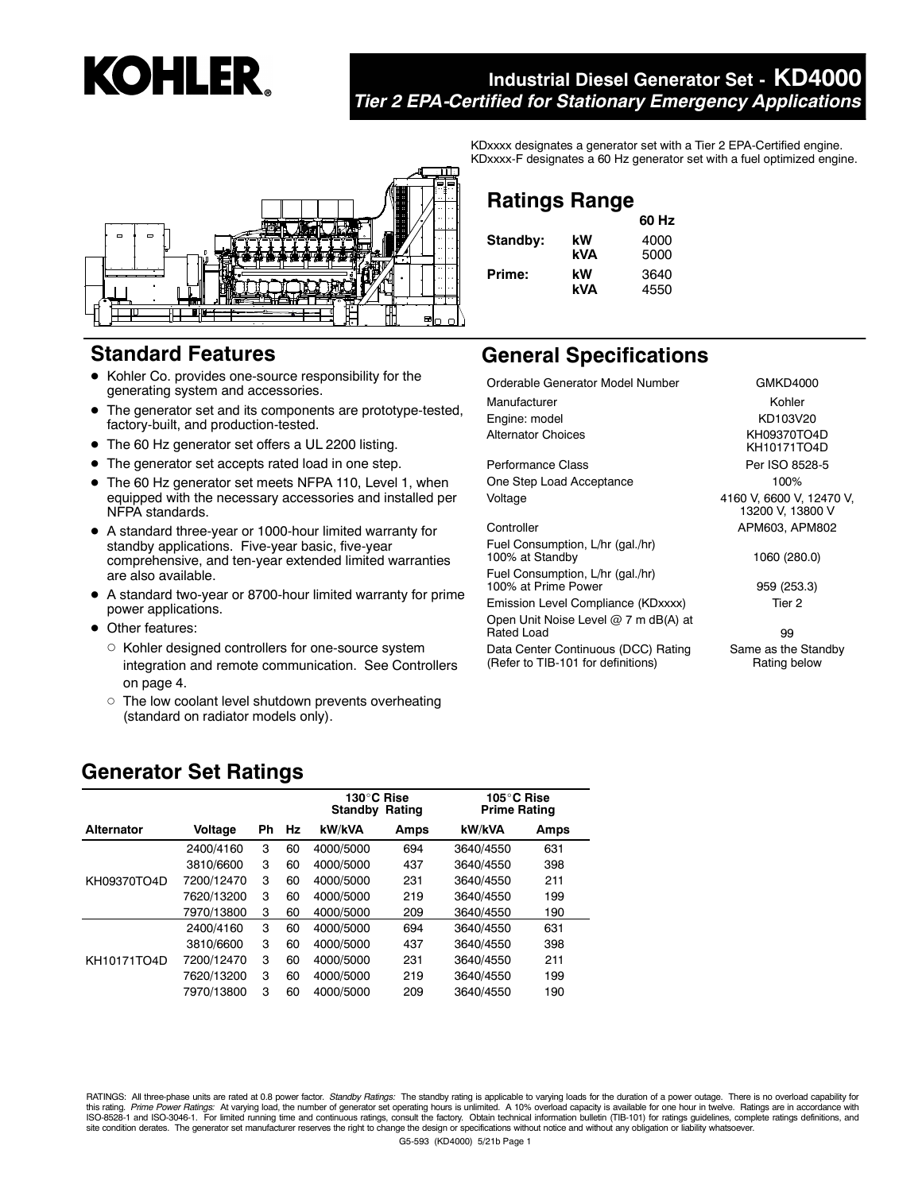# KOHLER

## Industrial Diesel Generator Set - KD4000

***Tier 2 EPA-Certified for Stationary Emergency Applications***

KDxxxx designates a generator set with a Tier 2 EPA-Certified engine.
KDxxxx-F designates a 60 Hz generator set with a fuel optimized engine.

## Ratings Range

| | | 60 Hz |
|---|---|---|
| **Standby:** | **kW** | 4000 |
| | **kVA** | 5000 |
| **Prime:** | **kW** | 3640 |
| | **kVA** | 4550 |

## Standard Features

- Kohler Co. provides one-source responsibility for the generating system and accessories.
- The generator set and its components are prototype-tested, factory-built, and production-tested.
- The 60 Hz generator set offers a UL 2200 listing.
- The generator set accepts rated load in one step.
- The 60 Hz generator set meets NFPA 110, Level 1, when equipped with the necessary accessories and installed per NFPA standards.
- A standard three-year or 1000-hour limited warranty for standby applications. Five-year basic, five-year comprehensive, and ten-year extended limited warranties are also available.
- A standard two-year or 8700-hour limited warranty for prime power applications.
- Other features:
  - Kohler designed controllers for one-source system integration and remote communication. See Controllers on page 4.
  - The low coolant level shutdown prevents overheating (standard on radiator models only).

## General Specifications

| | |
|---|---|
| Orderable Generator Model Number | GMKD4000 |
| Manufacturer | Kohler |
| Engine: model | KD103V20 |
| Alternator Choices | KH09370TO4D<br>KH10171TO4D |
| Performance Class | Per ISO 8528-5 |
| One Step Load Acceptance | 100% |
| Voltage | 4160 V, 6600 V, 12470 V, 13200 V, 13800 V |
| Controller | APM603, APM802 |
| Fuel Consumption, L/hr (gal./hr) 100% at Standby | 1060 (280.0) |
| Fuel Consumption, L/hr (gal./hr) 100% at Prime Power | 959 (253.3) |
| Emission Level Compliance (KDxxxx) | Tier 2 |
| Open Unit Noise Level @ 7 m dB(A) at Rated Load | 99 |
| Data Center Continuous (DCC) Rating (Refer to TIB-101 for definitions) | Same as the Standby Rating below |

## Generator Set Ratings

| | | | | 130°C Rise Standby Rating | | 105°C Rise Prime Rating | |
|---|---|---|---|---|---|---|---|
| **Alternator** | **Voltage** | **Ph** | **Hz** | **kW/kVA** | **Amps** | **kW/kVA** | **Amps** |
| KH09370TO4D | 2400/4160 | 3 | 60 | 4000/5000 | 694 | 3640/4550 | 631 |
| | 3810/6600 | 3 | 60 | 4000/5000 | 437 | 3640/4550 | 398 |
| | 7200/12470 | 3 | 60 | 4000/5000 | 231 | 3640/4550 | 211 |
| | 7620/13200 | 3 | 60 | 4000/5000 | 219 | 3640/4550 | 199 |
| | 7970/13800 | 3 | 60 | 4000/5000 | 209 | 3640/4550 | 190 |
| KH10171TO4D | 2400/4160 | 3 | 60 | 4000/5000 | 694 | 3640/4550 | 631 |
| | 3810/6600 | 3 | 60 | 4000/5000 | 437 | 3640/4550 | 398 |
| | 7200/12470 | 3 | 60 | 4000/5000 | 231 | 3640/4550 | 211 |
| | 7620/13200 | 3 | 60 | 4000/5000 | 219 | 3640/4550 | 199 |
| | 7970/13800 | 3 | 60 | 4000/5000 | 209 | 3640/4550 | 190 |

RATINGS: All three-phase units are rated at 0.8 power factor. *Standby Ratings:* The standby rating is applicable to varying loads for the duration of a power outage. There is no overload capability for this rating. *Prime Power Ratings:* At varying load, the number of generator set operating hours is unlimited. A 10% overload capacity is available for one hour in twelve. Ratings are in accordance with ISO-8528-1 and ISO-3046-1. For limited running time and continuous ratings, consult the factory. Obtain technical information bulletin (TIB-101) for ratings guidelines, complete ratings definitions, and site condition derates. The generator set manufacturer reserves the right to change the design or specifications without notice and without any obligation or liability whatsoever.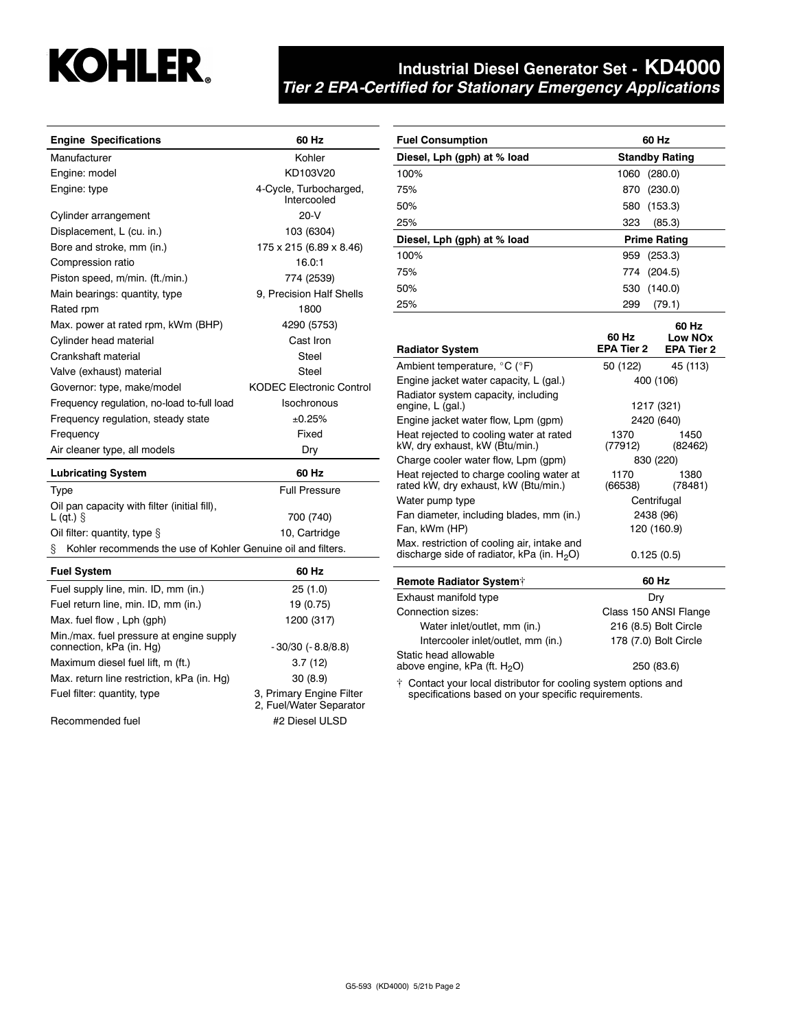# Industrial Diesel Generator Set - KD4000

***Tier 2 EPA-Certified for Stationary Emergency Applications***

| Engine Specifications | 60 Hz |
|---|---|
| Manufacturer | Kohler |
| Engine: model | KD103V20 |
| Engine: type | 4-Cycle, Turbocharged, Intercooled |
| Cylinder arrangement | 20-V |
| Displacement, L (cu. in.) | 103 (6304) |
| Bore and stroke, mm (in.) | 175 x 215 (6.89 x 8.46) |
| Compression ratio | 16.0:1 |
| Piston speed, m/min. (ft./min.) | 774 (2539) |
| Main bearings: quantity, type | 9, Precision Half Shells |
| Rated rpm | 1800 |
| Max. power at rated rpm, kWm (BHP) | 4290 (5753) |
| Cylinder head material | Cast Iron |
| Crankshaft material | Steel |
| Valve (exhaust) material | Steel |
| Governor: type, make/model | KODEC Electronic Control |
| Frequency regulation, no-load to-full load | Isochronous |
| Frequency regulation, steady state | ±0.25% |
| Frequency | Fixed |
| Air cleaner type, all models | Dry |

| Lubricating System | 60 Hz |
|---|---|
| Type | Full Pressure |
| Oil pan capacity with filter (initial fill), L (qt.) § | 700 (740) |
| Oil filter: quantity, type § | 10, Cartridge |

§ Kohler recommends the use of Kohler Genuine oil and filters.

| Fuel System | 60 Hz |
|---|---|
| Fuel supply line, min. ID, mm (in.) | 25 (1.0) |
| Fuel return line, min. ID, mm (in.) | 19 (0.75) |
| Max. fuel flow , Lph (gph) | 1200 (317) |
| Min./max. fuel pressure at engine supply connection, kPa (in. Hg) | -30/30 (-8.8/8.8) |
| Maximum diesel fuel lift, m (ft.) | 3.7 (12) |
| Max. return line restriction, kPa (in. Hg) | 30 (8.9) |
| Fuel filter: quantity, type | 3, Primary Engine Filter<br>2, Fuel/Water Separator |
| Recommended fuel | #2 Diesel ULSD |

| Fuel Consumption | 60 Hz |
|---|---|
| **Diesel, Lph (gph) at % load** | **Standby Rating** |
| 100% | 1060 (280.0) |
| 75% | 870 (230.0) |
| 50% | 580 (153.3) |
| 25% | 323 (85.3) |
| **Diesel, Lph (gph) at % load** | **Prime Rating** |
| 100% | 959 (253.3) |
| 75% | 774 (204.5) |
| 50% | 530 (140.0) |
| 25% | 299 (79.1) |

| Radiator System | 60 Hz EPA Tier 2 | 60 Hz Low NOx EPA Tier 2 |
|---|---|---|
| Ambient temperature, °C (°F) | 50 (122) | 45 (113) |
| Engine jacket water capacity, L (gal.) | 400 (106) | |
| Radiator system capacity, including engine, L (gal.) | 1217 (321) | |
| Engine jacket water flow, Lpm (gpm) | 2420 (640) | |
| Heat rejected to cooling water at rated kW, dry exhaust, kW (Btu/min.) | 1370 (77912) | 1450 (82462) |
| Charge cooler water flow, Lpm (gpm) | 830 (220) | |
| Heat rejected to charge cooling water at rated kW, dry exhaust, kW (Btu/min.) | 1170 (66538) | 1380 (78481) |
| Water pump type | Centrifugal | |
| Fan diameter, including blades, mm (in.) | 2438 (96) | |
| Fan, kWm (HP) | 120 (160.9) | |
| Max. restriction of cooling air, intake and discharge side of radiator, kPa (in. $H_2O$) | 0.125 (0.5) | |

| Remote Radiator System† | 60 Hz |
|---|---|
| Exhaust manifold type | Dry |
| Connection sizes: | Class 150 ANSI Flange |
| Water inlet/outlet, mm (in.) | 216 (8.5) Bolt Circle |
| Intercooler inlet/outlet, mm (in.) | 178 (7.0) Bolt Circle |
| Static head allowable above engine, kPa (ft. $H_2O$) | 250 (83.6) |

† Contact your local distributor for cooling system options and specifications based on your specific requirements.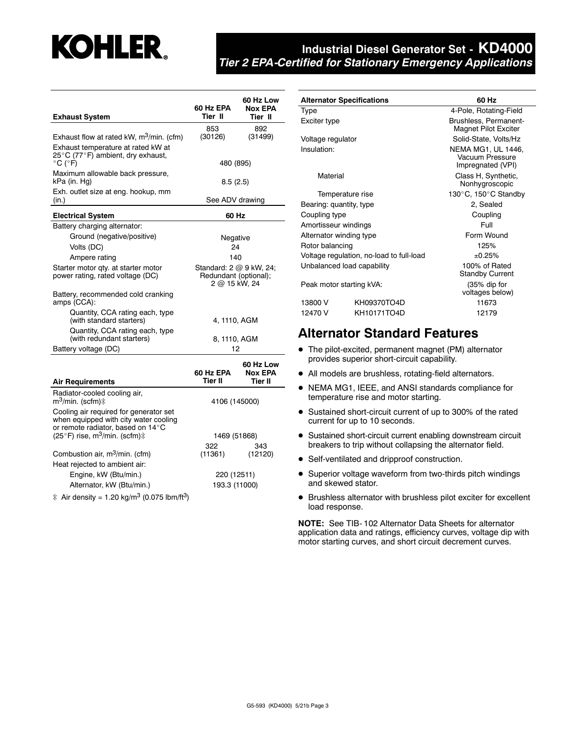# Industrial Diesel Generator Set - KD4000

*Tier 2 EPA-Certified for Stationary Emergency Applications*

| Exhaust System | 60 Hz EPA Tier II | 60 Hz Low Nox EPA Tier II |
|---|---|---|
| Exhaust flow at rated kW, $m^3$/min. (cfm) | 853 (30126) | 892 (31499) |
| Exhaust temperature at rated kW at 25°C (77°F) ambient, dry exhaust, °C (°F) | 480 (895) | |
| Maximum allowable back pressure, kPa (in. Hg) | 8.5 (2.5) | |
| Exh. outlet size at eng. hookup, mm (in.) | See ADV drawing | |

| Electrical System | 60 Hz |
|---|---|
| Battery charging alternator: | |
| Ground (negative/positive) | Negative |
| Volts (DC) | 24 |
| Ampere rating | 140 |
| Starter motor qty. at starter motor power rating, rated voltage (DC) | Standard: 2 @ 9 kW, 24; Redundant (optional); 2 @ 15 kW, 24 |
| Battery, recommended cold cranking amps (CCA): | |
| Quantity, CCA rating each, type (with standard starters) | 4, 1110, AGM |
| Quantity, CCA rating each, type (with redundant starters) | 8, 1110, AGM |
| Battery voltage (DC) | 12 |

| Air Requirements | 60 Hz EPA Tier II | 60 Hz Low Nox EPA Tier II |
|---|---|---|
| Radiator-cooled cooling air, $m^3$/min. (scfm)‡ | 4106 (145000) | |
| Cooling air required for generator set when equipped with city water cooling or remote radiator, based on 14°C (25°F) rise, $m^3$/min. (scfm)‡ | 1469 (51868) | |
| Combustion air, $m^3$/min. (cfm) | 322 (11361) | 343 (12120) |
| Heat rejected to ambient air: | | |
| Engine, kW (Btu/min.) | 220 (12511) | |
| Alternator, kW (Btu/min.) | 193.3 (11000) | |

‡ Air density = 1.20 kg/$m^3$ (0.075 lbm/$ft^3$)

| Alternator Specifications | | 60 Hz |
|---|---|---|
| Type | | 4-Pole, Rotating-Field |
| Exciter type | | Brushless, Permanent-Magnet Pilot Exciter |
| Voltage regulator | | Solid-State, Volts/Hz |
| Insulation: | | NEMA MG1, UL 1446, Vacuum Pressure Impregnated (VPI) |
| Material | | Class H, Synthetic, Nonhygroscopic |
| Temperature rise | | 130°C, 150°C Standby |
| Bearing: quantity, type | | 2, Sealed |
| Coupling type | | Coupling |
| Amortisseur windings | | Full |
| Alternator winding type | | Form Wound |
| Rotor balancing | | 125% |
| Voltage regulation, no-load to full-load | | ±0.25% |
| Unbalanced load capability | | 100% of Rated Standby Current |
| Peak motor starting kVA: | | (35% dip for voltages below) |
| 13800 V | KH09370TO4D | 11673 |
| 12470 V | KH10171TO4D | 12179 |

## Alternator Standard Features

- The pilot-excited, permanent magnet (PM) alternator provides superior short-circuit capability.
- All models are brushless, rotating-field alternators.
- NEMA MG1, IEEE, and ANSI standards compliance for temperature rise and motor starting.
- Sustained short-circuit current of up to 300% of the rated current for up to 10 seconds.
- Sustained short-circuit current enabling downstream circuit breakers to trip without collapsing the alternator field.
- Self-ventilated and dripproof construction.
- Superior voltage waveform from two-thirds pitch windings and skewed stator.
- Brushless alternator with brushless pilot exciter for excellent load response.

**NOTE:** See TIB- 102 Alternator Data Sheets for alternator application data and ratings, efficiency curves, voltage dip with motor starting curves, and short circuit decrement curves.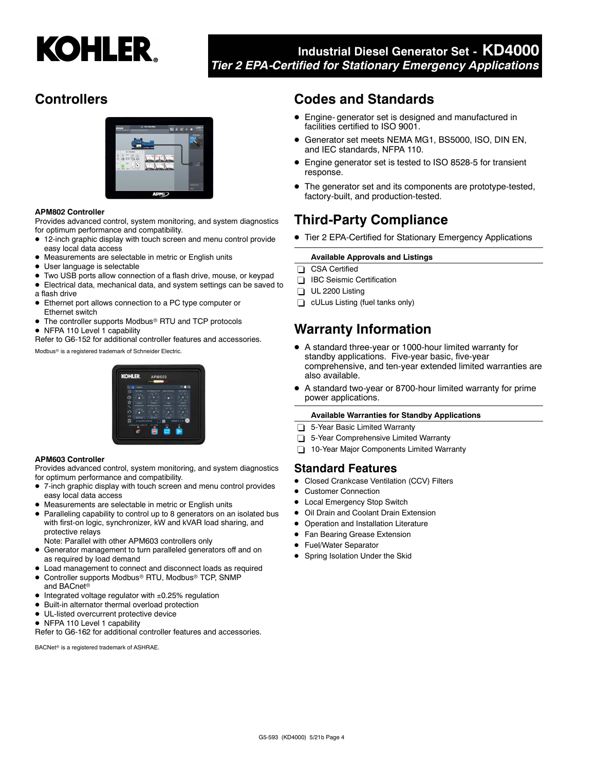# Industrial Diesel Generator Set - KD4000

*Tier 2 EPA-Certified for Stationary Emergency Applications*

## Controllers

**APM802 Controller**

Provides advanced control, system monitoring, and system diagnostics for optimum performance and compatibility.

- 12-inch graphic display with touch screen and menu control provide easy local data access
- Measurements are selectable in metric or English units
- User language is selectable
- Two USB ports allow connection of a flash drive, mouse, or keypad
- Electrical data, mechanical data, and system settings can be saved to a flash drive
- Ethernet port allows connection to a PC type computer or Ethernet switch
- The controller supports Modbus® RTU and TCP protocols
- NFPA 110 Level 1 capability

Refer to G6-152 for additional controller features and accessories.

Modbus® is a registered trademark of Schneider Electric.

**APM603 Controller**

Provides advanced control, system monitoring, and system diagnostics for optimum performance and compatibility.

- 7-inch graphic display with touch screen and menu control provides easy local data access
- Measurements are selectable in metric or English units
- Paralleling capability to control up to 8 generators on an isolated bus with first-on logic, synchronizer, kW and kVAR load sharing, and protective relays
  Note: Parallel with other APM603 controllers only
- Generator management to turn paralleled generators off and on as required by load demand
- Load management to connect and disconnect loads as required
- Controller supports Modbus® RTU, Modbus® TCP, SNMP and BACnet®
- Integrated voltage regulator with ±0.25% regulation
- Built-in alternator thermal overload protection
- UL-listed overcurrent protective device
- NFPA 110 Level 1 capability

Refer to G6-162 for additional controller features and accessories.

BACNet® is a registered trademark of ASHRAE.

## Codes and Standards

- Engine- generator set is designed and manufactured in facilities certified to ISO 9001.
- Generator set meets NEMA MG1, BS5000, ISO, DIN EN, and IEC standards, NFPA 110.
- Engine generator set is tested to ISO 8528-5 for transient response.
- The generator set and its components are prototype-tested, factory-built, and production-tested.

## Third-Party Compliance

- Tier 2 EPA-Certified for Stationary Emergency Applications

**Available Approvals and Listings**

- ☐ CSA Certified
- ☐ IBC Seismic Certification
- ☐ UL 2200 Listing
- ☐ cULus Listing (fuel tanks only)

## Warranty Information

- A standard three-year or 1000-hour limited warranty for standby applications. Five-year basic, five-year comprehensive, and ten-year extended limited warranties are also available.
- A standard two-year or 8700-hour limited warranty for prime power applications.

**Available Warranties for Standby Applications**

- ☐ 5-Year Basic Limited Warranty
- ☐ 5-Year Comprehensive Limited Warranty
- ☐ 10-Year Major Components Limited Warranty

## Standard Features

- Closed Crankcase Ventilation (CCV) Filters
- Customer Connection
- Local Emergency Stop Switch
- Oil Drain and Coolant Drain Extension
- Operation and Installation Literature
- Fan Bearing Grease Extension
- Fuel/Water Separator
- Spring Isolation Under the Skid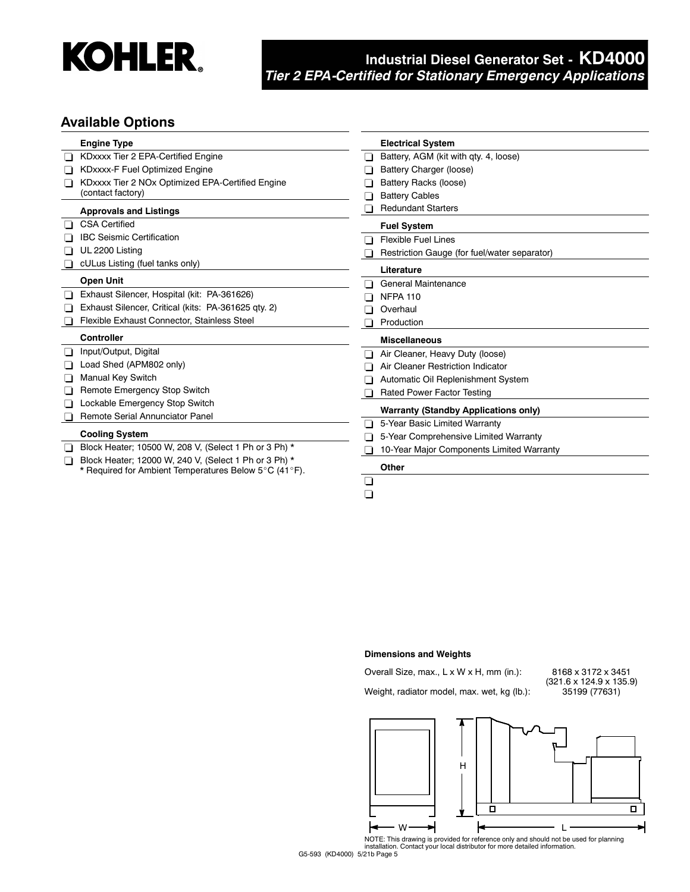# KOHLER.

## Industrial Diesel Generator Set - KD4000
### *Tier 2 EPA-Certified for Stationary Emergency Applications*

## Available Options

**Engine Type**

- ❑ KDxxxx Tier 2 EPA-Certified Engine
- ❑ KDxxxx-F Fuel Optimized Engine
- ❑ KDxxxx Tier 2 NOx Optimized EPA-Certified Engine (contact factory)

**Approvals and Listings**

- ❑ CSA Certified
- ❑ IBC Seismic Certification
- ❑ UL 2200 Listing
- ❑ cULus Listing (fuel tanks only)

**Open Unit**

- ❑ Exhaust Silencer, Hospital (kit: PA-361626)
- ❑ Exhaust Silencer, Critical (kits: PA-361625 qty. 2)
- ❑ Flexible Exhaust Connector, Stainless Steel

**Controller**

- ❑ Input/Output, Digital
- ❑ Load Shed (APM802 only)
- ❑ Manual Key Switch
- ❑ Remote Emergency Stop Switch
- ❑ Lockable Emergency Stop Switch
- ❑ Remote Serial Annunciator Panel

**Cooling System**

- ❑ Block Heater; 10500 W, 208 V, (Select 1 Ph or 3 Ph) *
- ❑ Block Heater; 12000 W, 240 V, (Select 1 Ph or 3 Ph) *

\* Required for Ambient Temperatures Below 5°C (41°F).

**Electrical System**

- ❑ Battery, AGM (kit with qty. 4, loose)
- ❑ Battery Charger (loose)
- ❑ Battery Racks (loose)
- ❑ Battery Cables
- ❑ Redundant Starters

**Fuel System**

- ❑ Flexible Fuel Lines
- ❑ Restriction Gauge (for fuel/water separator)

**Literature**

- ❑ General Maintenance
- ❑ NFPA 110
- ❑ Overhaul
- ❑ Production

**Miscellaneous**

- ❑ Air Cleaner, Heavy Duty (loose)
- ❑ Air Cleaner Restriction Indicator
- ❑ Automatic Oil Replenishment System
- ❑ Rated Power Factor Testing

**Warranty (Standby Applications only)**

- ❑ 5-Year Basic Limited Warranty
- ❑ 5-Year Comprehensive Limited Warranty
- ❑ 10-Year Major Components Limited Warranty

**Other**

- ❑
- ❑

**Dimensions and Weights**

Overall Size, max., L x W x H, mm (in.): 8168 x 3172 x 3451 (321.6 x 124.9 x 135.9)

Weight, radiator model, max. wet, kg (lb.): 35199 (77631)

NOTE: This drawing is provided for reference only and should not be used for planning installation. Contact your local distributor for more detailed information.

G5-593 (KD4000) 5/21b Page 5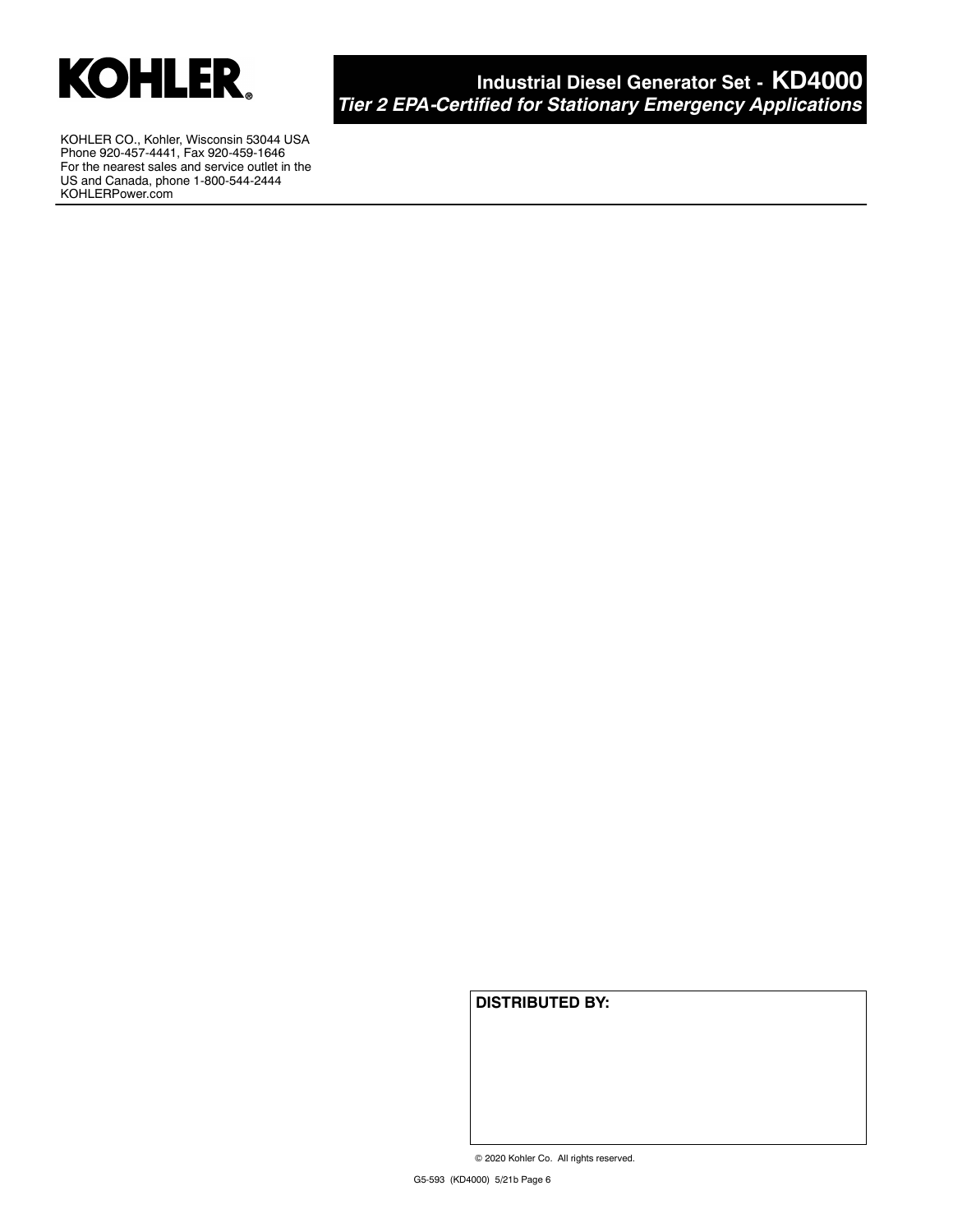KOHLER CO., Kohler, Wisconsin 53044 USA
Phone 920-457-4441, Fax 920-459-1646
For the nearest sales and service outlet in the US and Canada, phone 1-800-544-2444
KOHLERPower.com

**DISTRIBUTED BY:**

© 2020 Kohler Co. All rights reserved.